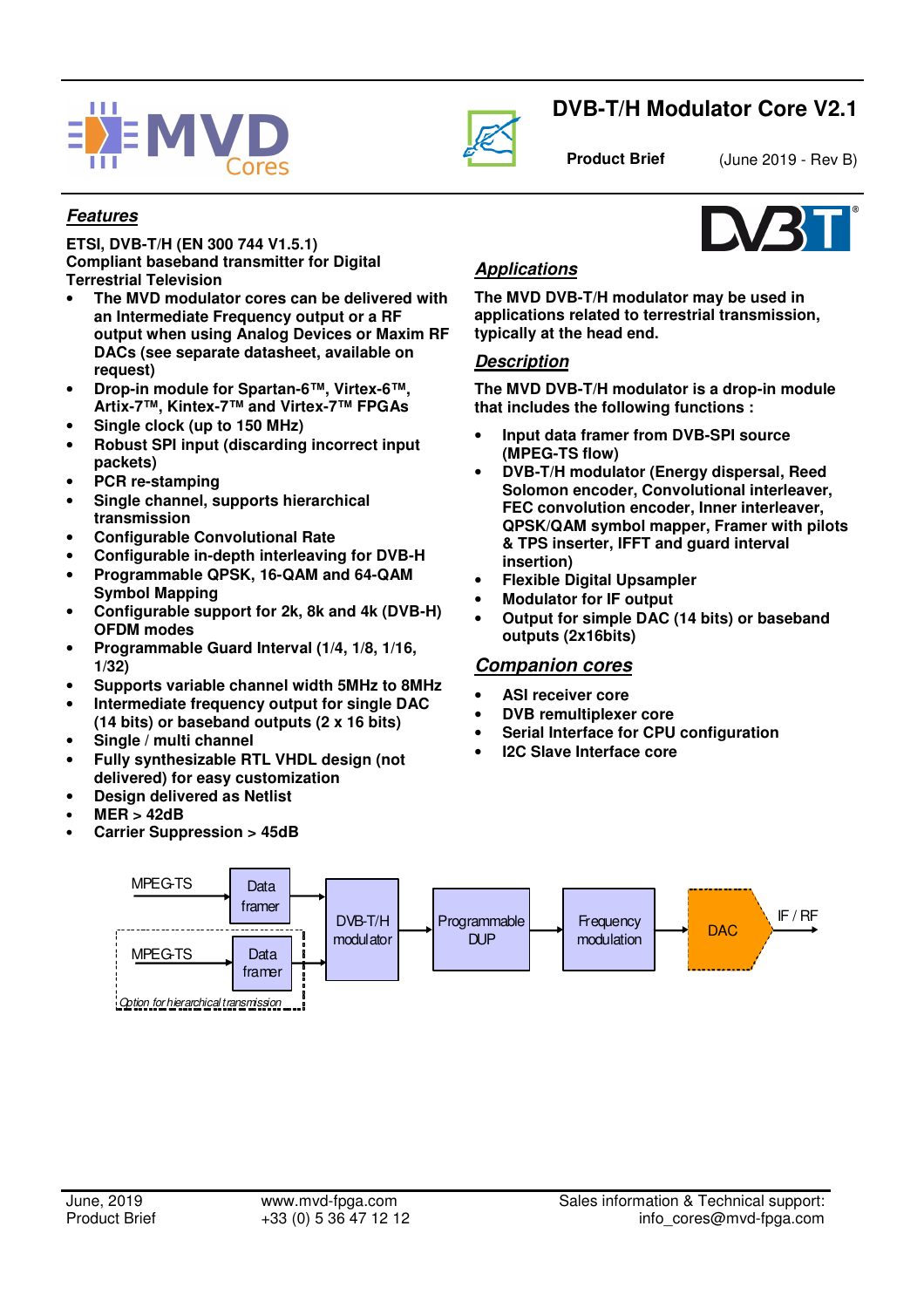# DVB-T/H Modulator Core V2.1

**Product Brief** (June 2019 - Rev B)

## *Features*

**ETSI, DVB-T/H (EN 300 744 V1.5.1)**
**Compliant baseband transmitter for Digital Terrestrial Television**

- **The MVD modulator cores can be delivered with an Intermediate Frequency output or a RF output when using Analog Devices or Maxim RF DACs (see separate datasheet, available on request)**
- **Drop-in module for Spartan-6™, Virtex-6™, Artix-7™, Kintex-7™ and Virtex-7™ FPGAs**
- **Single clock (up to 150 MHz)**
- **Robust SPI input (discarding incorrect input packets)**
- **PCR re-stamping**
- **Single channel, supports hierarchical transmission**
- **Configurable Convolutional Rate**
- **Configurable in-depth interleaving for DVB-H**
- **Programmable QPSK, 16-QAM and 64-QAM Symbol Mapping**
- **Configurable support for 2k, 8k and 4k (DVB-H) OFDM modes**
- **Programmable Guard Interval (1/4, 1/8, 1/16, 1/32)**
- **Supports variable channel width 5MHz to 8MHz**
- **Intermediate frequency output for single DAC (14 bits) or baseband outputs (2 x 16 bits)**
- **Single / multi channel**
- **Fully synthesizable RTL VHDL design (not delivered) for easy customization**
- **Design delivered as Netlist**
- **MER > 42dB**
- **Carrier Suppression > 45dB**

## *Applications*

**The MVD DVB-T/H modulator may be used in applications related to terrestrial transmission, typically at the head end.**

## *Description*

**The MVD DVB-T/H modulator is a drop-in module that includes the following functions :**

- **Input data framer from DVB-SPI source (MPEG-TS flow)**
- **DVB-T/H modulator (Energy dispersal, Reed Solomon encoder, Convolutional interleaver, FEC convolution encoder, Inner interleaver, QPSK/QAM symbol mapper, Framer with pilots & TPS inserter, IFFT and guard interval insertion)**
- **Flexible Digital Upsampler**
- **Modulator for IF output**
- **Output for simple DAC (14 bits) or baseband outputs (2x16bits)**

## *Companion cores*

- **ASI receiver core**
- **DVB remultiplexer core**
- **Serial Interface for CPU configuration**
- **I2C Slave Interface core**

MPEG-TS → Data framer → DVB-T/H modulator → Programmable DUP → Frequency modulation → DAC → IF / RF

MPEG-TS → Data framer (Option for hierarchical transmission)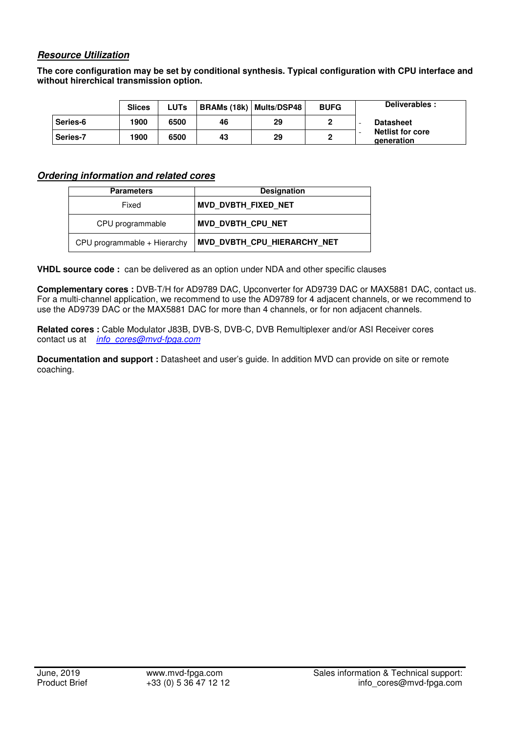## *Resource Utilization*

**The core configuration may be set by conditional synthesis. Typical configuration with CPU interface and without hirerchical transmission option.**

| | Slices | LUTs | BRAMs (18k) | Mults/DSP48 | BUFG | Deliverables : |
|---|---|---|---|---|---|---|
| Series-6 | 1900 | 6500 | 46 | 29 | 2 | - Datasheet |
| Series-7 | 1900 | 6500 | 43 | 29 | 2 | - Netlist for core generation |

## *Ordering information and related cores*

| Parameters | Designation |
|---|---|
| Fixed | **MVD_DVBTH_FIXED_NET** |
| CPU programmable | **MVD_DVBTH_CPU_NET** |
| CPU programmable + Hierarchy | **MVD_DVBTH_CPU_HIERARCHY_NET** |

**VHDL source code :** can be delivered as an option under NDA and other specific clauses

**Complementary cores :** DVB-T/H for AD9789 DAC, Upconverter for AD9739 DAC or MAX5881 DAC, contact us. For a multi-channel application, we recommend to use the AD9789 for 4 adjacent channels, or we recommend to use the AD9739 DAC or the MAX5881 DAC for more than 4 channels, or for non adjacent channels.

**Related cores :** Cable Modulator J83B, DVB-S, DVB-C, DVB Remultiplexer and/or ASI Receiver cores contact us at *info_cores@mvd-fpga.com*

**Documentation and support :** Datasheet and user's guide. In addition MVD can provide on site or remote coaching.

June, 2019
Product Brief

www.mvd-fpga.com
+33 (0) 5 36 47 12 12

Sales information & Technical support:
info_cores@mvd-fpga.com